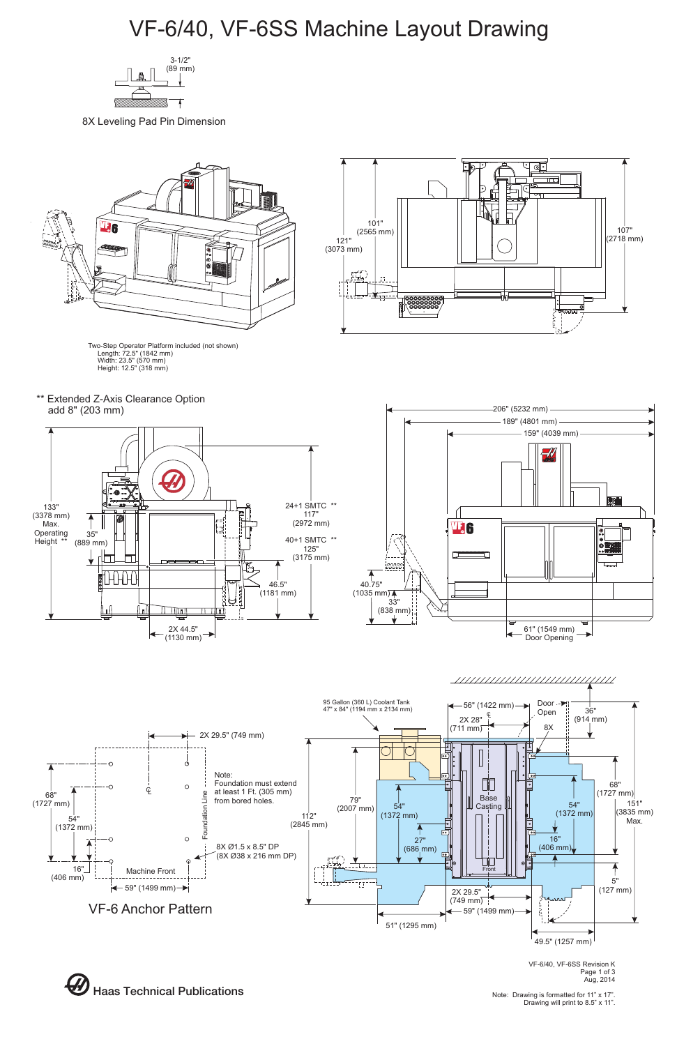# VF-6/40, VF-6SS Machine Layout Drawing

3-1/2" (89 mm)

8X Leveling Pad Pin Dimension

101" (2565 mm)

121" (3073 mm)

107" (2718 mm)

Two-Step Operator Platform included (not shown)
Length: 72.5" (1842 mm)
Width: 23.5" (570 mm)
Height: 12.5" (318 mm)

** Extended Z-Axis Clearance Option
add 8" (203 mm)

133" (3378 mm) Max. Operating Height **

35" (889 mm)

24+1 SMTC ** 117" (2972 mm)

40+1 SMTC ** 125" (3175 mm)

46.5" (1181 mm)

2X 44.5" (1130 mm)

206" (5232 mm)

189" (4801 mm)

159" (4039 mm)

40.75" (1035 mm)

33" (838 mm)

61" (1549 mm) Door Opening

2X 29.5" (749 mm)

Note:
Foundation must extend at least 1 Ft. (305 mm) from bored holes.

68" (1727 mm)

54" (1372 mm)

16" (406 mm)

Foundation Line

Machine Front

8X Ø1.5 x 8.5" DP (8X Ø38 x 216 mm DP)

59" (1499 mm)

VF-6 Anchor Pattern

95 Gallon (360 L) Coolant Tank
47" x 84" (1194 mm x 2134 mm)

56" (1422 mm)

2X 28" (711 mm)

Door Open

36" (914 mm)

8X

Base Casting

Front

79" (2007 mm)

112" (2845 mm)

54" (1372 mm)

27" (686 mm)

54" (1372 mm)

16" (406 mm)

68" (1727 mm)

151" (3835 mm) Max.

5" (127 mm)

2X 29.5" (749 mm)

59" (1499 mm)

51" (1295 mm)

49.5" (1257 mm)

Haas Technical Publications

VF-6/40, VF-6SS Revision K
Aug, 2014

Note: Drawing is formatted for 11" x 17". Drawing will print to 8.5" x 11".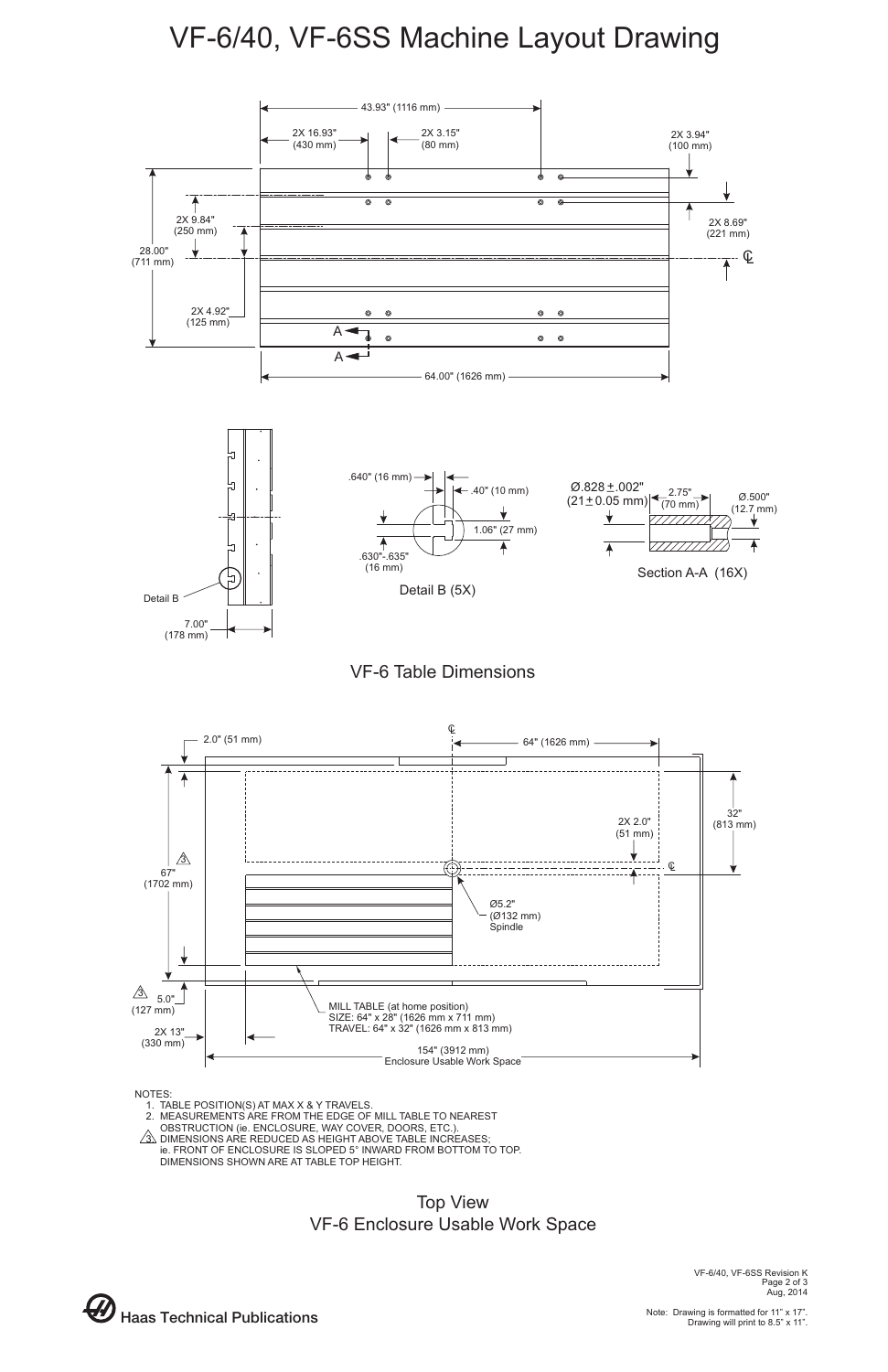# VF-6/40, VF-6SS Machine Layout Drawing

43.93" (1116 mm)

2X 16.93" (430 mm)

2X 3.15" (80 mm)

2X 3.94" (100 mm)

2X 9.84" (250 mm)

2X 8.69" (221 mm)

28.00" (711 mm)

2X 4.92" (125 mm)

A

A

64.00" (1626 mm)

Detail B

7.00" (178 mm)

.640" (16 mm)

.40" (10 mm)

1.06" (27 mm)

.630"-.635" (16 mm)

Detail B (5X)

Ø.828 ± .002" (21 ± 0.05 mm)

2.75" (70 mm)

Ø.500" (12.7 mm)

Section A-A (16X)

## VF-6 Table Dimensions

2.0" (51 mm)

64" (1626 mm)

32" (813 mm)

2X 2.0" (51 mm)

67" (1702 mm)

Ø5.2" (Ø132 mm) Spindle

5.0" (127 mm)

2X 13" (330 mm)

MILL TABLE (at home position)
SIZE: 64" x 28" (1626 mm x 711 mm)
TRAVEL: 64" x 32" (1626 mm x 813 mm)

154" (3912 mm)
Enclosure Usable Work Space

NOTES:
1. TABLE POSITION(S) AT MAX X & Y TRAVELS.
2. MEASUREMENTS ARE FROM THE EDGE OF MILL TABLE TO NEAREST OBSTRUCTION (ie. ENCLOSURE, WAY COVER, DOORS, ETC.).
3. DIMENSIONS ARE REDUCED AS HEIGHT ABOVE TABLE INCREASES; ie. FRONT OF ENCLOSURE IS SLOPED 5° INWARD FROM BOTTOM TO TOP. DIMENSIONS SHOWN ARE AT TABLE TOP HEIGHT.

## Top View
## VF-6 Enclosure Usable Work Space

VF-6/40, VF-6SS Revision K
Aug, 2014

Haas Technical Publications

Note: Drawing is formatted for 11" x 17". Drawing will print to 8.5" x 11".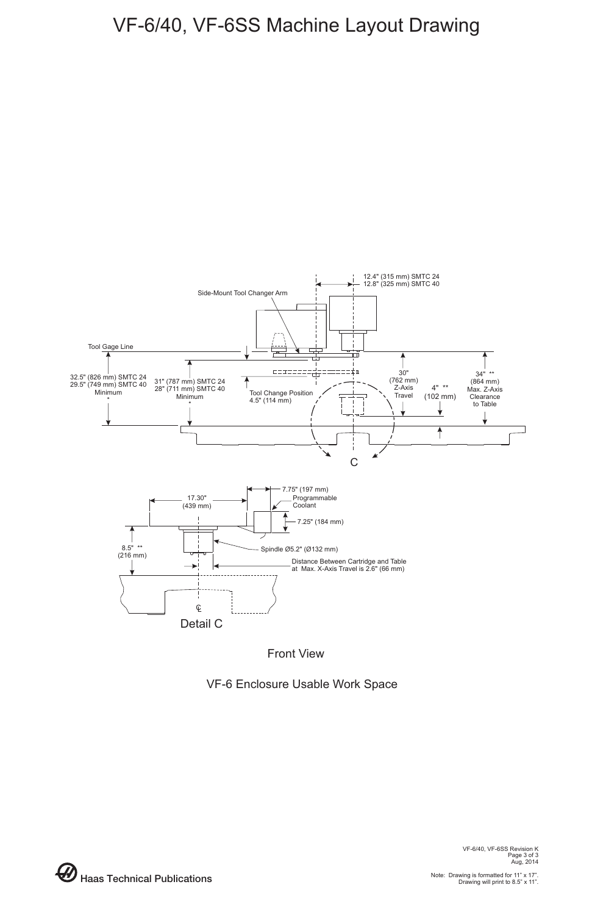# VF-6/40, VF-6SS Machine Layout Drawing

12.4" (315 mm) SMTC 24
12.8" (325 mm) SMTC 40

Side-Mount Tool Changer Arm

Tool Gage Line

32.5" (826 mm) SMTC 24
29.5" (749 mm) SMTC 40
Minimum
*

31" (787 mm) SMTC 24
28" (711 mm) SMTC 40
Minimum
*

Tool Change Position
4.5" (114 mm)

30"
(762 mm)
Z-Axis
Travel

4" **
(102 mm)

34" **
(864 mm)
Max. Z-Axis
Clearance
to Table

C

17.30"
(439 mm)

7.75" (197 mm)

Programmable
Coolant

7.25" (184 mm)

8.5" **
(216 mm)

Spindle Ø5.2" (Ø132 mm)

Distance Between Cartridge and Table
at Max. X-Axis Travel is 2.6" (66 mm)

℄

Detail C

Front View

VF-6 Enclosure Usable Work Space

VF-6/40, VF-6SS Revision K
Aug, 2014

Haas Technical Publications

Note: Drawing is formatted for 11" x 17".
Drawing will print to 8.5" x 11".